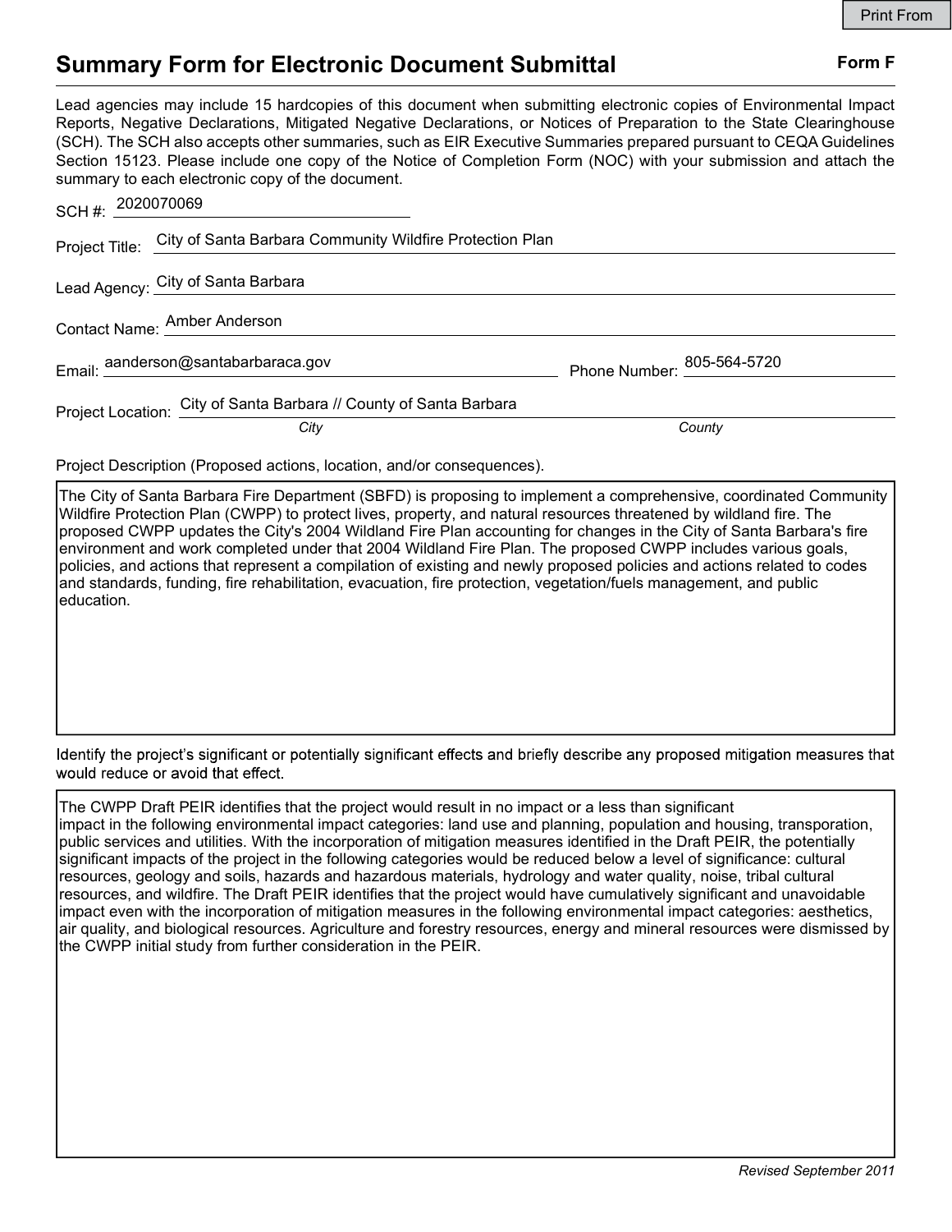Print From

# Summary Form for Electronic Document Submittal

**Form F**

Lead agencies may include 15 hardcopies of this document when submitting electronic copies of Environmental Impact Reports, Negative Declarations, Mitigated Negative Declarations, or Notices of Preparation to the State Clearinghouse (SCH). The SCH also accepts other summaries, such as EIR Executive Summaries prepared pursuant to CEQA Guidelines Section 15123. Please include one copy of the Notice of Completion Form (NOC) with your submission and attach the summary to each electronic copy of the document.

SCH #: 2020070069

Project Title: City of Santa Barbara Community Wildfire Protection Plan

Lead Agency: City of Santa Barbara

Contact Name: Amber Anderson

Email: aanderson@santabarbaraca.gov

Phone Number: 805-564-5720

Project Location: City of Santa Barbara // County of Santa Barbara

*City* *County*

Project Description (Proposed actions, location, and/or consequences).

The City of Santa Barbara Fire Department (SBFD) is proposing to implement a comprehensive, coordinated Community Wildfire Protection Plan (CWPP) to protect lives, property, and natural resources threatened by wildland fire. The proposed CWPP updates the City's 2004 Wildland Fire Plan accounting for changes in the City of Santa Barbara's fire environment and work completed under that 2004 Wildland Fire Plan. The proposed CWPP includes various goals, policies, and actions that represent a compilation of existing and newly proposed policies and actions related to codes and standards, funding, fire rehabilitation, evacuation, fire protection, vegetation/fuels management, and public education.

Identify the project's significant or potentially significant effects and briefly describe any proposed mitigation measures that would reduce or avoid that effect.

The CWPP Draft PEIR identifies that the project would result in no impact or a less than significant impact in the following environmental impact categories: land use and planning, population and housing, transporation, public services and utilities. With the incorporation of mitigation measures identified in the Draft PEIR, the potentially significant impacts of the project in the following categories would be reduced below a level of significance: cultural resources, geology and soils, hazards and hazardous materials, hydrology and water quality, noise, tribal cultural resources, and wildfire. The Draft PEIR identifies that the project would have cumulatively significant and unavoidable impact even with the incorporation of mitigation measures in the following environmental impact categories: aesthetics, air quality, and biological resources. Agriculture and forestry resources, energy and mineral resources were dismissed by the CWPP initial study from further consideration in the PEIR.

*Revised September 2011*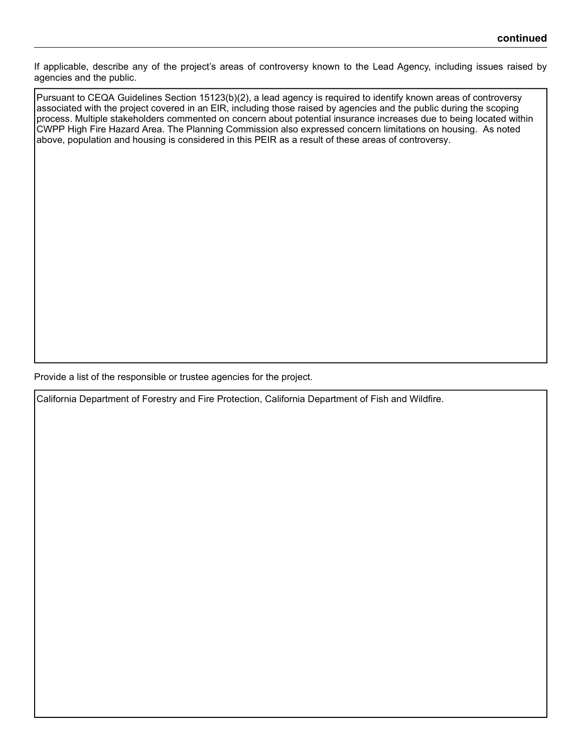**continued**

If applicable, describe any of the project's areas of controversy known to the Lead Agency, including issues raised by agencies and the public.

Pursuant to CEQA Guidelines Section 15123(b)(2), a lead agency is required to identify known areas of controversy associated with the project covered in an EIR, including those raised by agencies and the public during the scoping process. Multiple stakeholders commented on concern about potential insurance increases due to being located within CWPP High Fire Hazard Area. The Planning Commission also expressed concern limitations on housing. As noted above, population and housing is considered in this PEIR as a result of these areas of controversy.

Provide a list of the responsible or trustee agencies for the project.

California Department of Forestry and Fire Protection, California Department of Fish and Wildfire.